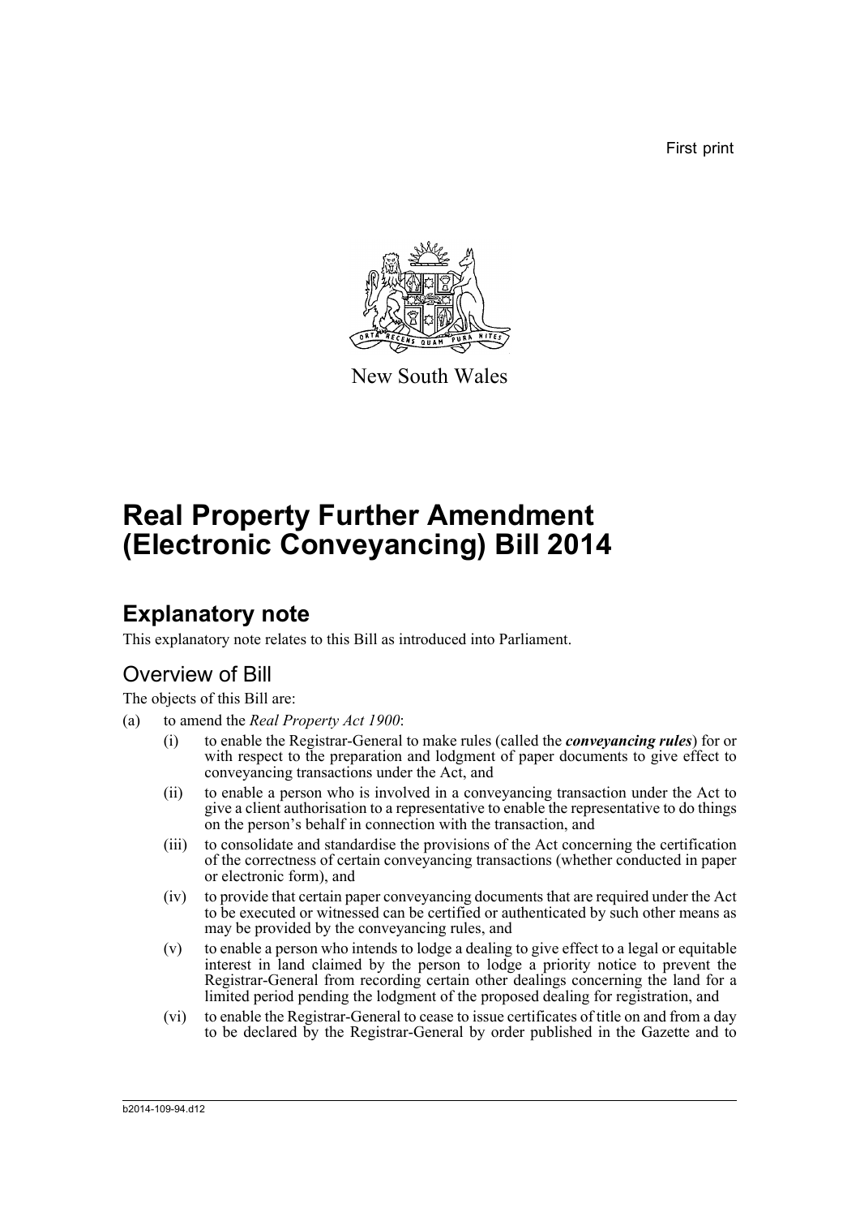First print

New South Wales

# Real Property Further Amendment (Electronic Conveyancing) Bill 2014

## Explanatory note

This explanatory note relates to this Bill as introduced into Parliament.

### Overview of Bill

The objects of this Bill are:

(a) to amend the *Real Property Act 1900*:

- (i) to enable the Registrar-General to make rules (called the ***conveyancing rules***) for or with respect to the preparation and lodgment of paper documents to give effect to conveyancing transactions under the Act, and
- (ii) to enable a person who is involved in a conveyancing transaction under the Act to give a client authorisation to a representative to enable the representative to do things on the person's behalf in connection with the transaction, and
- (iii) to consolidate and standardise the provisions of the Act concerning the certification of the correctness of certain conveyancing transactions (whether conducted in paper or electronic form), and
- (iv) to provide that certain paper conveyancing documents that are required under the Act to be executed or witnessed can be certified or authenticated by such other means as may be provided by the conveyancing rules, and
- (v) to enable a person who intends to lodge a dealing to give effect to a legal or equitable interest in land claimed by the person to lodge a priority notice to prevent the Registrar-General from recording certain other dealings concerning the land for a limited period pending the lodgment of the proposed dealing for registration, and
- (vi) to enable the Registrar-General to cease to issue certificates of title on and from a day to be declared by the Registrar-General by order published in the Gazette and to

b2014-109-94.d12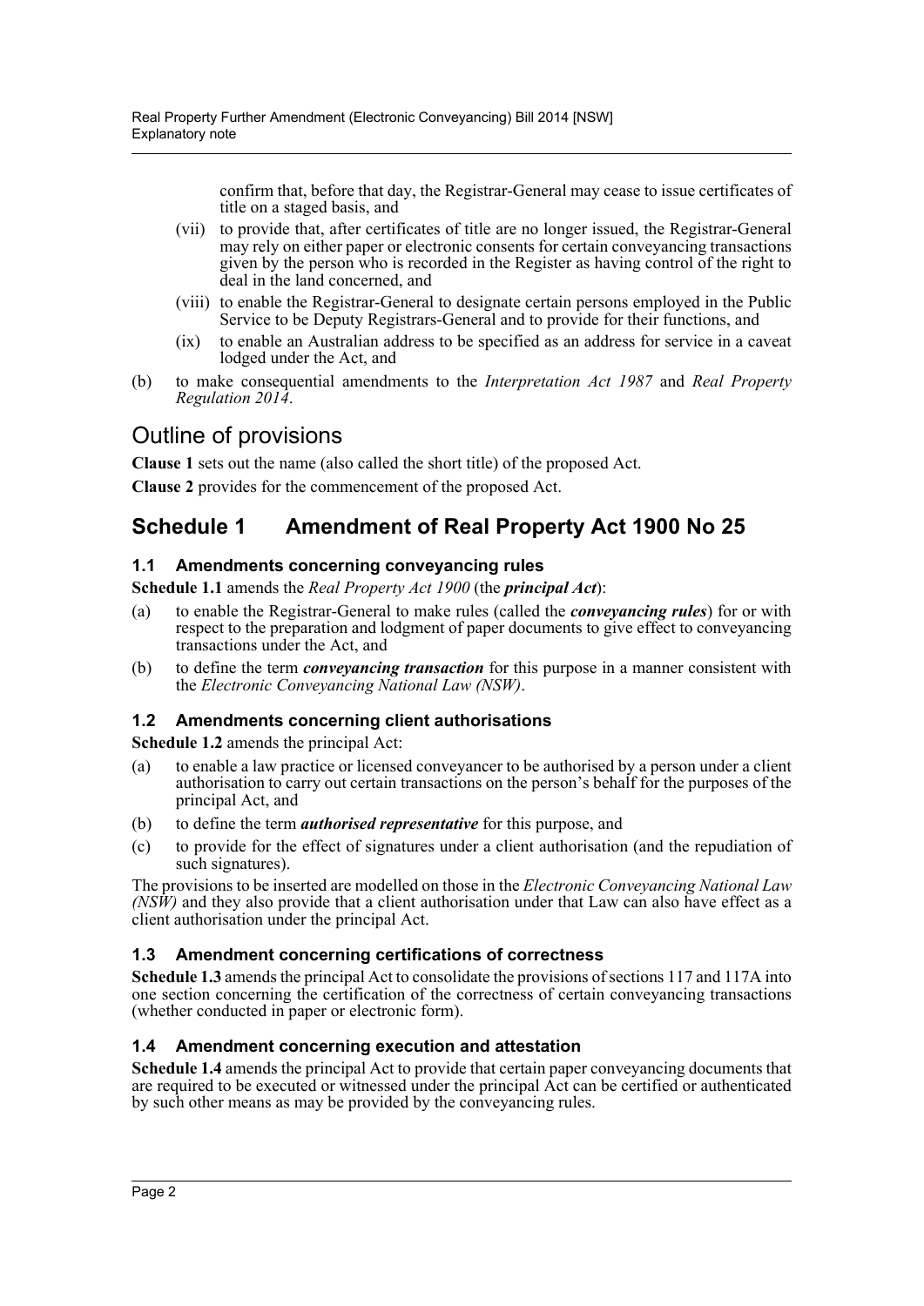confirm that, before that day, the Registrar-General may cease to issue certificates of title on a staged basis, and

(vii) to provide that, after certificates of title are no longer issued, the Registrar-General may rely on either paper or electronic consents for certain conveyancing transactions given by the person who is recorded in the Register as having control of the right to deal in the land concerned, and

(viii) to enable the Registrar-General to designate certain persons employed in the Public Service to be Deputy Registrars-General and to provide for their functions, and

(ix) to enable an Australian address to be specified as an address for service in a caveat lodged under the Act, and

(b) to make consequential amendments to the *Interpretation Act 1987* and *Real Property Regulation 2014*.

## Outline of provisions

**Clause 1** sets out the name (also called the short title) of the proposed Act.

**Clause 2** provides for the commencement of the proposed Act.

## Schedule 1 Amendment of Real Property Act 1900 No 25

### 1.1 Amendments concerning conveyancing rules

**Schedule 1.1** amends the *Real Property Act 1900* (the ***principal Act***):

(a) to enable the Registrar-General to make rules (called the ***conveyancing rules***) for or with respect to the preparation and lodgment of paper documents to give effect to conveyancing transactions under the Act, and

(b) to define the term ***conveyancing transaction*** for this purpose in a manner consistent with the *Electronic Conveyancing National Law (NSW)*.

### 1.2 Amendments concerning client authorisations

**Schedule 1.2** amends the principal Act:

(a) to enable a law practice or licensed conveyancer to be authorised by a person under a client authorisation to carry out certain transactions on the person's behalf for the purposes of the principal Act, and

(b) to define the term ***authorised representative*** for this purpose, and

(c) to provide for the effect of signatures under a client authorisation (and the repudiation of such signatures).

The provisions to be inserted are modelled on those in the *Electronic Conveyancing National Law (NSW)* and they also provide that a client authorisation under that Law can also have effect as a client authorisation under the principal Act.

### 1.3 Amendment concerning certifications of correctness

**Schedule 1.3** amends the principal Act to consolidate the provisions of sections 117 and 117A into one section concerning the certification of the correctness of certain conveyancing transactions (whether conducted in paper or electronic form).

### 1.4 Amendment concerning execution and attestation

**Schedule 1.4** amends the principal Act to provide that certain paper conveyancing documents that are required to be executed or witnessed under the principal Act can be certified or authenticated by such other means as may be provided by the conveyancing rules.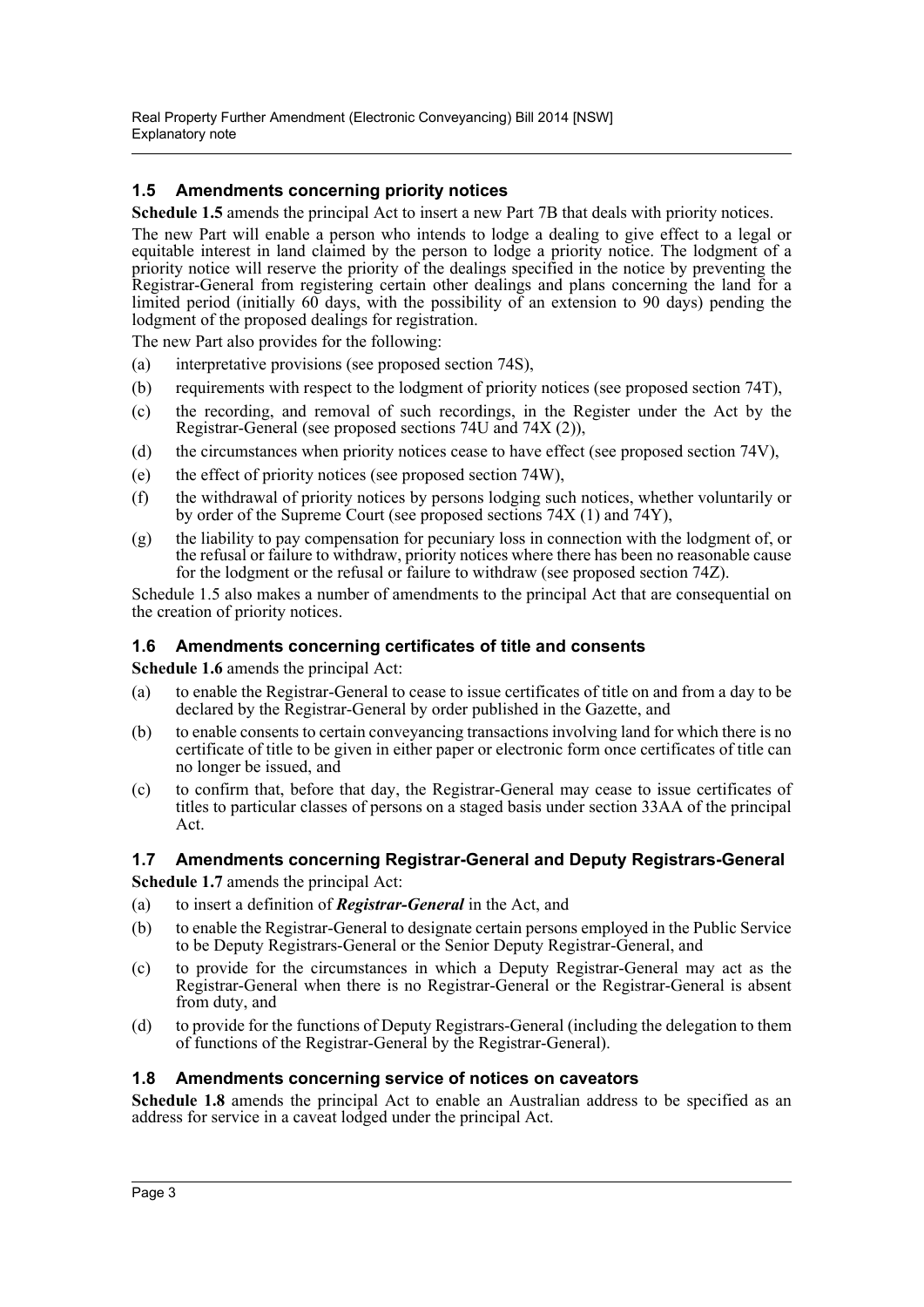### 1.5 Amendments concerning priority notices

**Schedule 1.5** amends the principal Act to insert a new Part 7B that deals with priority notices.

The new Part will enable a person who intends to lodge a dealing to give effect to a legal or equitable interest in land claimed by the person to lodge a priority notice. The lodgment of a priority notice will reserve the priority of the dealings specified in the notice by preventing the Registrar-General from registering certain other dealings and plans concerning the land for a limited period (initially 60 days, with the possibility of an extension to 90 days) pending the lodgment of the proposed dealings for registration.

The new Part also provides for the following:

(a) interpretative provisions (see proposed section 74S),

(b) requirements with respect to the lodgment of priority notices (see proposed section 74T),

(c) the recording, and removal of such recordings, in the Register under the Act by the Registrar-General (see proposed sections 74U and 74X (2)),

(d) the circumstances when priority notices cease to have effect (see proposed section 74V),

(e) the effect of priority notices (see proposed section 74W),

(f) the withdrawal of priority notices by persons lodging such notices, whether voluntarily or by order of the Supreme Court (see proposed sections 74X (1) and 74Y),

(g) the liability to pay compensation for pecuniary loss in connection with the lodgment of, or the refusal or failure to withdraw, priority notices where there has been no reasonable cause for the lodgment or the refusal or failure to withdraw (see proposed section 74Z).

Schedule 1.5 also makes a number of amendments to the principal Act that are consequential on the creation of priority notices.

### 1.6 Amendments concerning certificates of title and consents

**Schedule 1.6** amends the principal Act:

(a) to enable the Registrar-General to cease to issue certificates of title on and from a day to be declared by the Registrar-General by order published in the Gazette, and

(b) to enable consents to certain conveyancing transactions involving land for which there is no certificate of title to be given in either paper or electronic form once certificates of title can no longer be issued, and

(c) to confirm that, before that day, the Registrar-General may cease to issue certificates of titles to particular classes of persons on a staged basis under section 33AA of the principal Act.

### 1.7 Amendments concerning Registrar-General and Deputy Registrars-General

**Schedule 1.7** amends the principal Act:

(a) to insert a definition of ***Registrar-General*** in the Act, and

(b) to enable the Registrar-General to designate certain persons employed in the Public Service to be Deputy Registrars-General or the Senior Deputy Registrar-General, and

(c) to provide for the circumstances in which a Deputy Registrar-General may act as the Registrar-General when there is no Registrar-General or the Registrar-General is absent from duty, and

(d) to provide for the functions of Deputy Registrars-General (including the delegation to them of functions of the Registrar-General by the Registrar-General).

### 1.8 Amendments concerning service of notices on caveators

**Schedule 1.8** amends the principal Act to enable an Australian address to be specified as an address for service in a caveat lodged under the principal Act.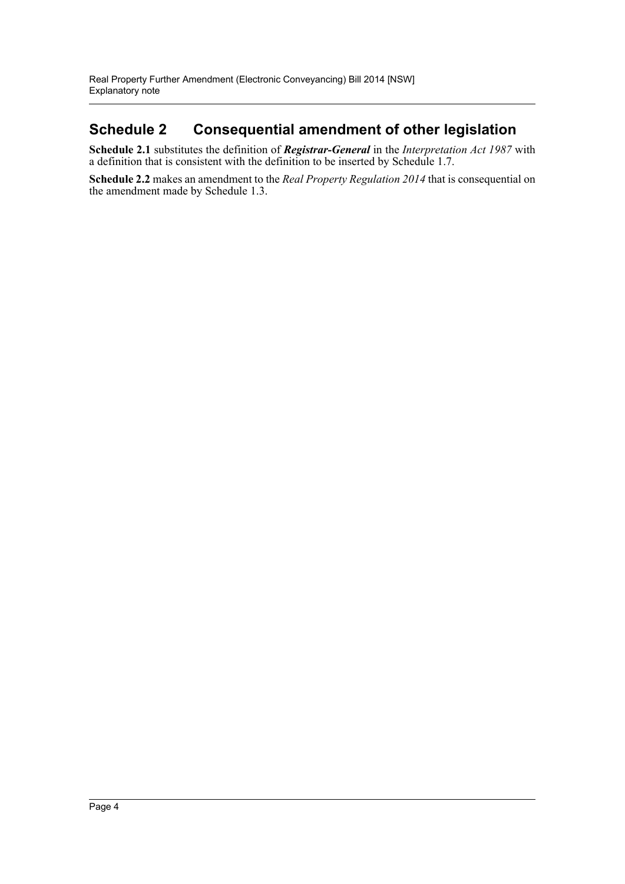## Schedule 2 Consequential amendment of other legislation

**Schedule 2.1** substitutes the definition of ***Registrar-General*** in the *Interpretation Act 1987* with a definition that is consistent with the definition to be inserted by Schedule 1.7.

**Schedule 2.2** makes an amendment to the *Real Property Regulation 2014* that is consequential on the amendment made by Schedule 1.3.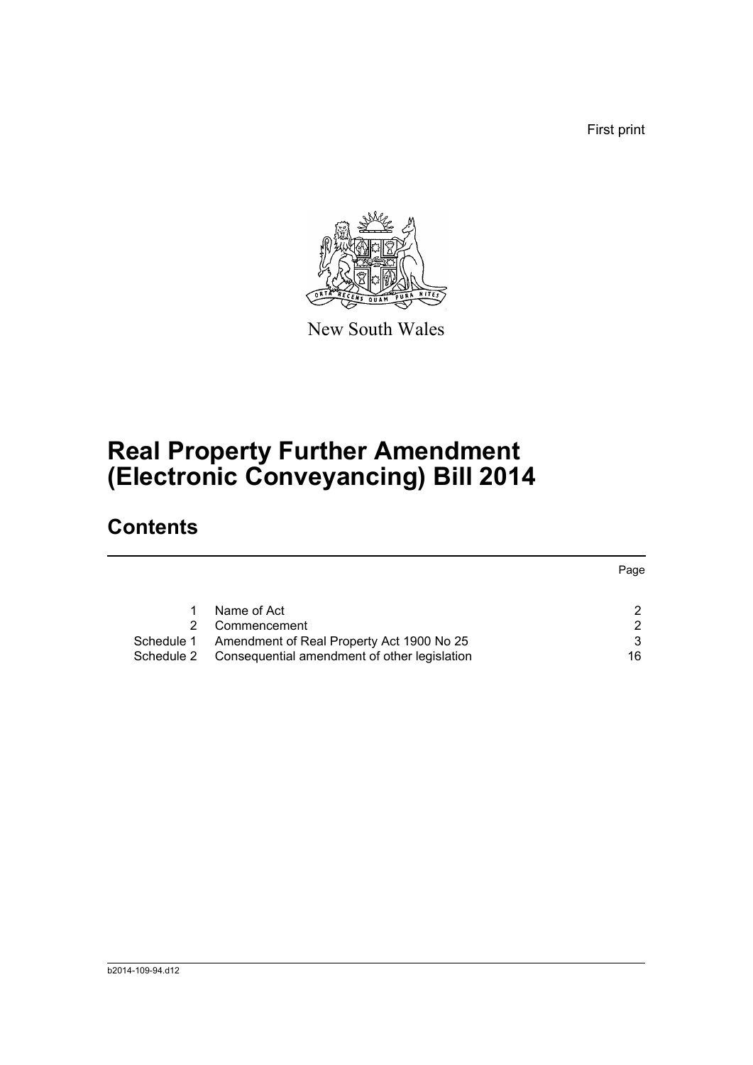First print

New South Wales

# Real Property Further Amendment (Electronic Conveyancing) Bill 2014

## Contents

| | | Page |
|---|---|---|
| 1 | Name of Act | 2 |
| 2 | Commencement | 2 |
| Schedule 1 | Amendment of Real Property Act 1900 No 25 | 3 |
| Schedule 2 | Consequential amendment of other legislation | 16 |

b2014-109-94.d12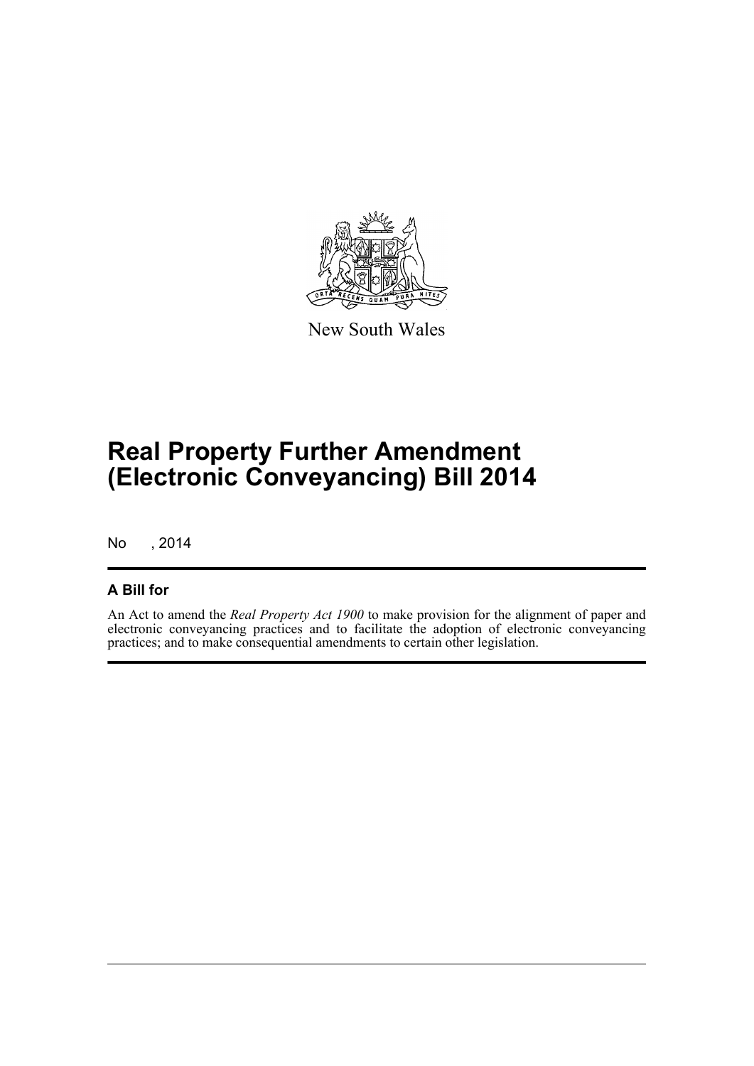New South Wales

# Real Property Further Amendment (Electronic Conveyancing) Bill 2014

No , 2014

## A Bill for

An Act to amend the *Real Property Act 1900* to make provision for the alignment of paper and electronic conveyancing practices and to facilitate the adoption of electronic conveyancing practices; and to make consequential amendments to certain other legislation.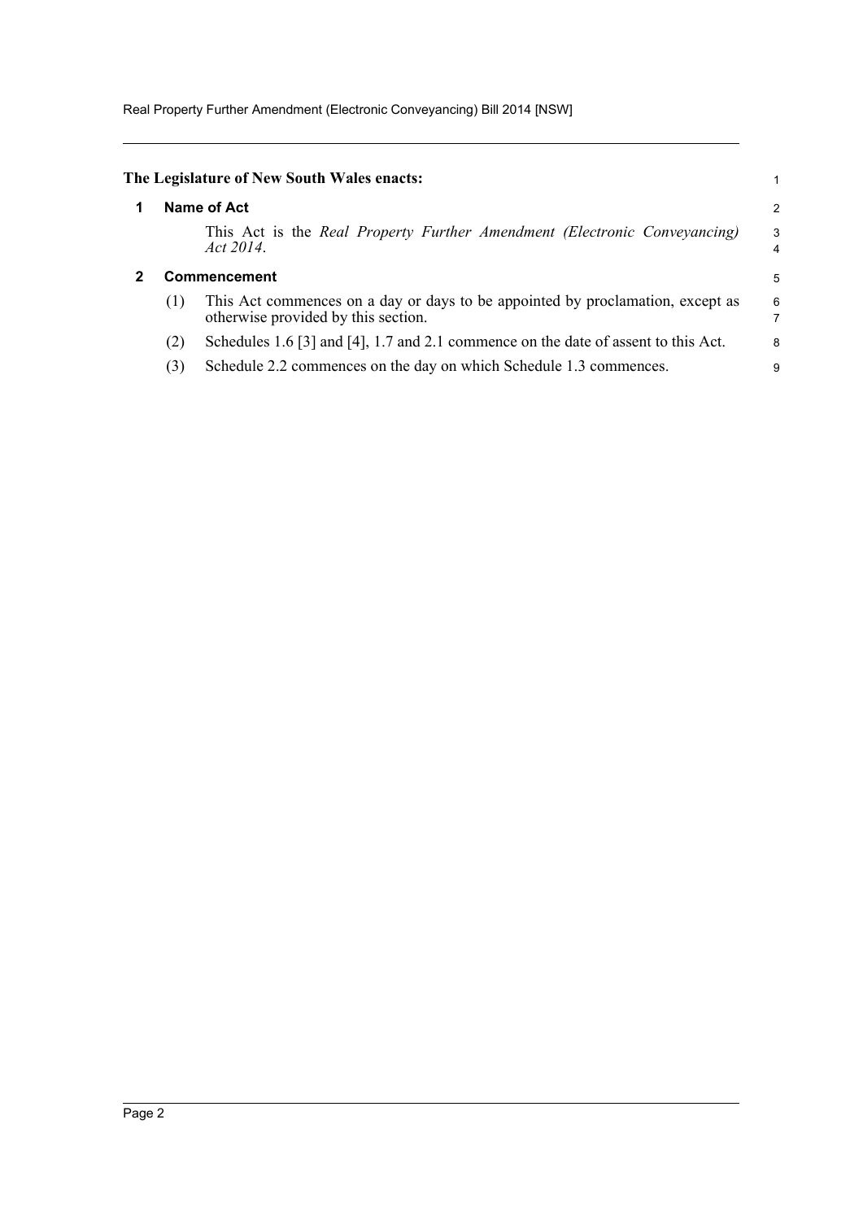**The Legislature of New South Wales enacts:**

## 1 Name of Act

This Act is the *Real Property Further Amendment (Electronic Conveyancing) Act 2014*.

## 2 Commencement

(1) This Act commences on a day or days to be appointed by proclamation, except as otherwise provided by this section.

(2) Schedules 1.6 [3] and [4], 1.7 and 2.1 commence on the date of assent to this Act.

(3) Schedule 2.2 commences on the day on which Schedule 1.3 commences.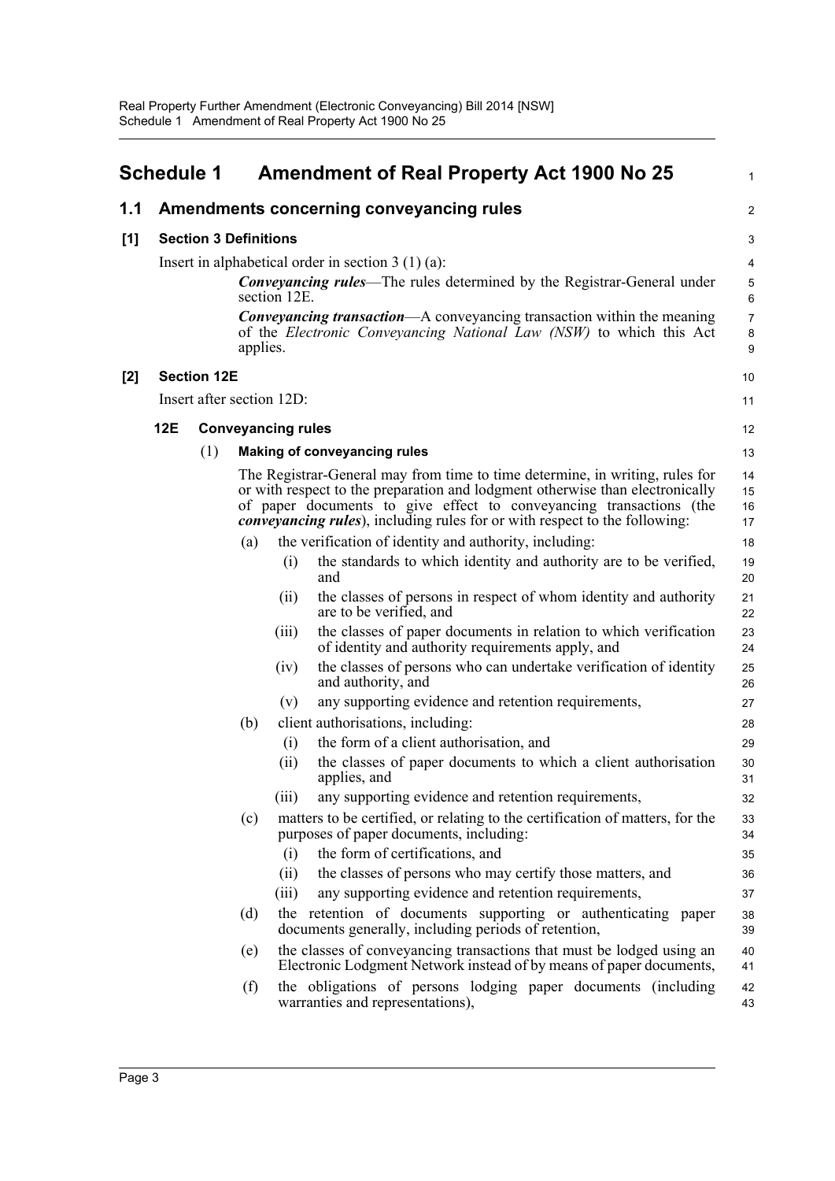# Schedule 1 Amendment of Real Property Act 1900 No 25

## 1.1 Amendments concerning conveyancing rules

### [1] Section 3 Definitions

Insert in alphabetical order in section 3 (1) (a):

> ***Conveyancing rules***—The rules determined by the Registrar-General under section 12E.
>
> ***Conveyancing transaction***—A conveyancing transaction within the meaning of the *Electronic Conveyancing National Law (NSW)* to which this Act applies.

### [2] Section 12E

Insert after section 12D:

#### 12E Conveyancing rules

(1) **Making of conveyancing rules**

The Registrar-General may from time to time determine, in writing, rules for or with respect to the preparation and lodgment otherwise than electronically of paper documents to give effect to conveyancing transactions (the ***conveyancing rules***), including rules for or with respect to the following:

- (a) the verification of identity and authority, including:
  - (i) the standards to which identity and authority are to be verified, and
  - (ii) the classes of persons in respect of whom identity and authority are to be verified, and
  - (iii) the classes of paper documents in relation to which verification of identity and authority requirements apply, and
  - (iv) the classes of persons who can undertake verification of identity and authority, and
  - (v) any supporting evidence and retention requirements,
- (b) client authorisations, including:
  - (i) the form of a client authorisation, and
  - (ii) the classes of paper documents to which a client authorisation applies, and
  - (iii) any supporting evidence and retention requirements,
- (c) matters to be certified, or relating to the certification of matters, for the purposes of paper documents, including:
  - (i) the form of certifications, and
  - (ii) the classes of persons who may certify those matters, and
  - (iii) any supporting evidence and retention requirements,
- (d) the retention of documents supporting or authenticating paper documents generally, including periods of retention,
- (e) the classes of conveyancing transactions that must be lodged using an Electronic Lodgment Network instead of by means of paper documents,
- (f) the obligations of persons lodging paper documents (including warranties and representations),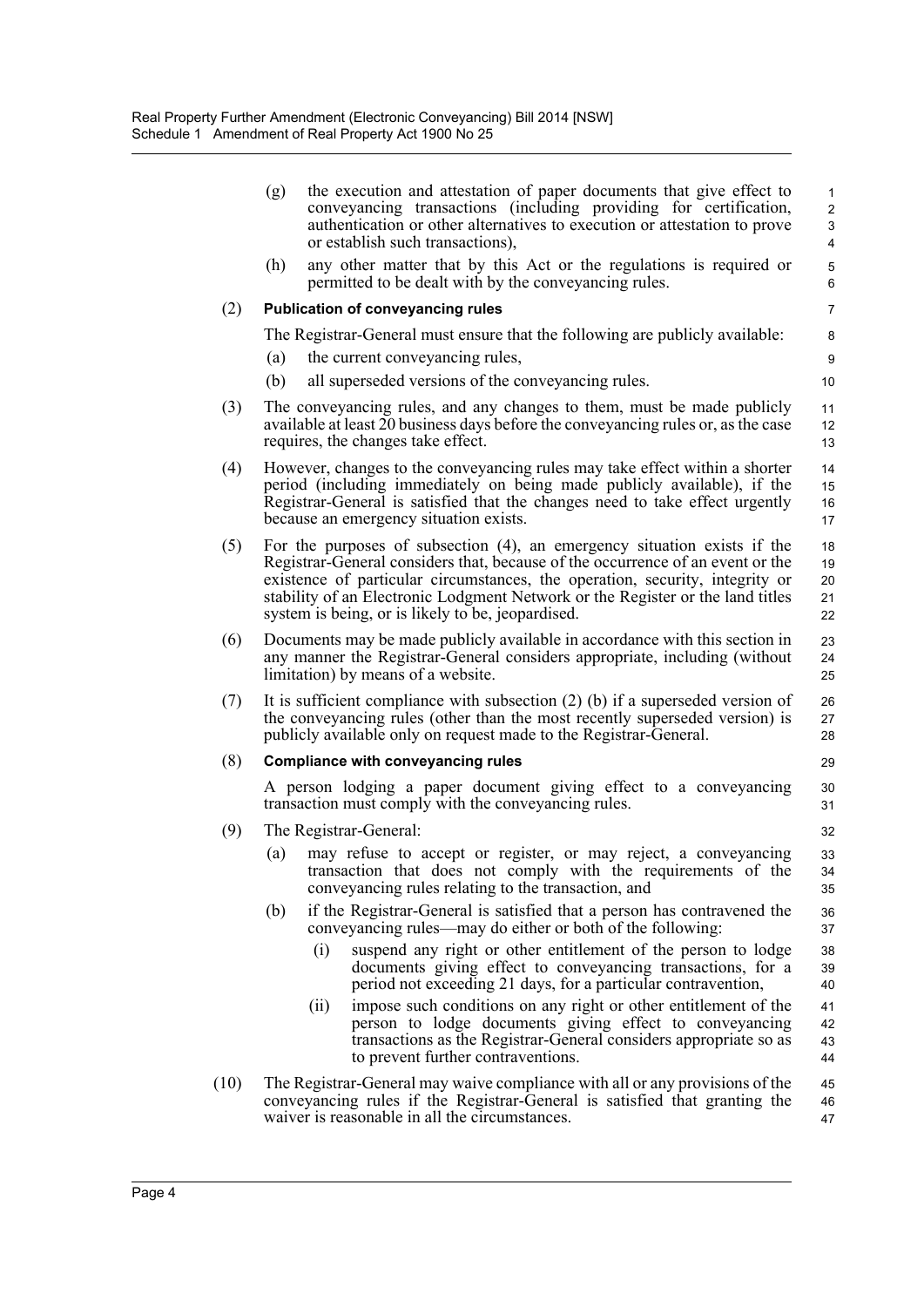(g) the execution and attestation of paper documents that give effect to conveyancing transactions (including providing for certification, authentication or other alternatives to execution or attestation to prove or establish such transactions),

(h) any other matter that by this Act or the regulations is required or permitted to be dealt with by the conveyancing rules.

(2) **Publication of conveyancing rules**

The Registrar-General must ensure that the following are publicly available:

(a) the current conveyancing rules,

(b) all superseded versions of the conveyancing rules.

(3) The conveyancing rules, and any changes to them, must be made publicly available at least 20 business days before the conveyancing rules or, as the case requires, the changes take effect.

(4) However, changes to the conveyancing rules may take effect within a shorter period (including immediately on being made publicly available), if the Registrar-General is satisfied that the changes need to take effect urgently because an emergency situation exists.

(5) For the purposes of subsection (4), an emergency situation exists if the Registrar-General considers that, because of the occurrence of an event or the existence of particular circumstances, the operation, security, integrity or stability of an Electronic Lodgment Network or the Register or the land titles system is being, or is likely to be, jeopardised.

(6) Documents may be made publicly available in accordance with this section in any manner the Registrar-General considers appropriate, including (without limitation) by means of a website.

(7) It is sufficient compliance with subsection (2) (b) if a superseded version of the conveyancing rules (other than the most recently superseded version) is publicly available only on request made to the Registrar-General.

(8) **Compliance with conveyancing rules**

A person lodging a paper document giving effect to a conveyancing transaction must comply with the conveyancing rules.

(9) The Registrar-General:

(a) may refuse to accept or register, or may reject, a conveyancing transaction that does not comply with the requirements of the conveyancing rules relating to the transaction, and

(b) if the Registrar-General is satisfied that a person has contravened the conveyancing rules—may do either or both of the following:

(i) suspend any right or other entitlement of the person to lodge documents giving effect to conveyancing transactions, for a period not exceeding 21 days, for a particular contravention,

(ii) impose such conditions on any right or other entitlement of the person to lodge documents giving effect to conveyancing transactions as the Registrar-General considers appropriate so as to prevent further contraventions.

(10) The Registrar-General may waive compliance with all or any provisions of the conveyancing rules if the Registrar-General is satisfied that granting the waiver is reasonable in all the circumstances.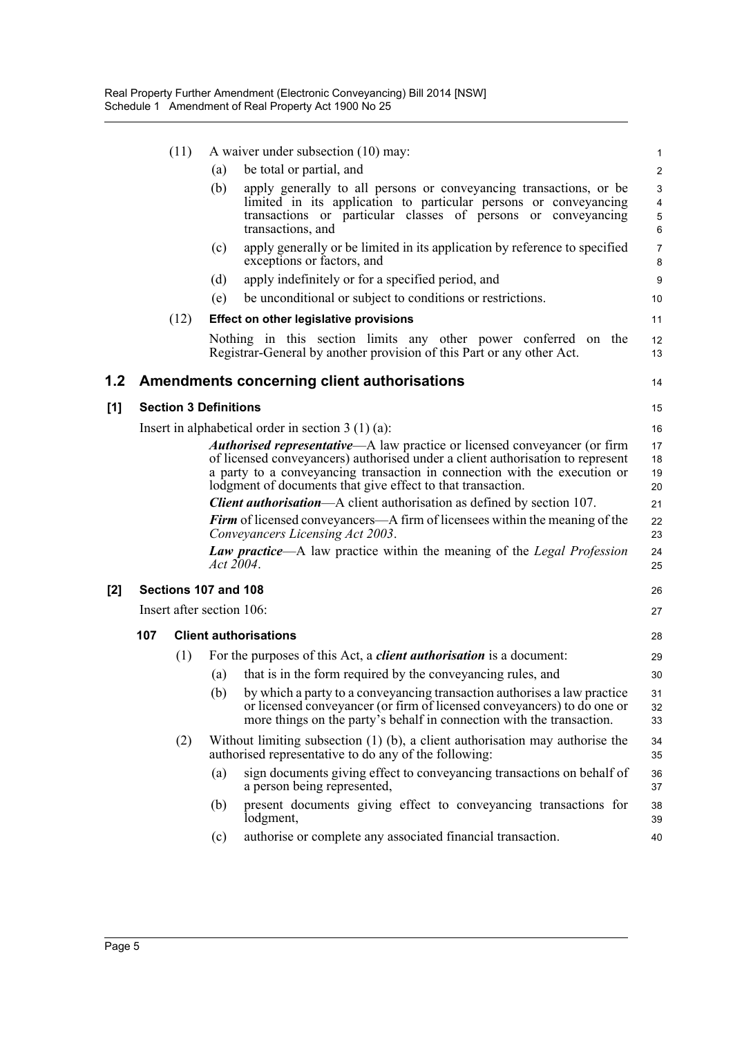(11) A waiver under subsection (10) may:

(a) be total or partial, and

(b) apply generally to all persons or conveyancing transactions, or be limited in its application to particular persons or conveyancing transactions or particular classes of persons or conveyancing transactions, and

(c) apply generally or be limited in its application by reference to specified exceptions or factors, and

(d) apply indefinitely or for a specified period, and

(e) be unconditional or subject to conditions or restrictions.

(12) **Effect on other legislative provisions**

Nothing in this section limits any other power conferred on the Registrar-General by another provision of this Part or any other Act.

## 1.2 Amendments concerning client authorisations

### [1] Section 3 Definitions

Insert in alphabetical order in section 3 (1) (a):

***Authorised representative***—A law practice or licensed conveyancer (or firm of licensed conveyancers) authorised under a client authorisation to represent a party to a conveyancing transaction in connection with the execution or lodgment of documents that give effect to that transaction.

***Client authorisation***—A client authorisation as defined by section 107.

***Firm*** of licensed conveyancers—A firm of licensees within the meaning of the *Conveyancers Licensing Act 2003*.

***Law practice***—A law practice within the meaning of the *Legal Profession Act 2004*.

### [2] Sections 107 and 108

Insert after section 106:

**107 Client authorisations**

(1) For the purposes of this Act, a ***client authorisation*** is a document:

(a) that is in the form required by the conveyancing rules, and

(b) by which a party to a conveyancing transaction authorises a law practice or licensed conveyancer (or firm of licensed conveyancers) to do one or more things on the party's behalf in connection with the transaction.

(2) Without limiting subsection (1) (b), a client authorisation may authorise the authorised representative to do any of the following:

(a) sign documents giving effect to conveyancing transactions on behalf of a person being represented,

(b) present documents giving effect to conveyancing transactions for lodgment,

(c) authorise or complete any associated financial transaction.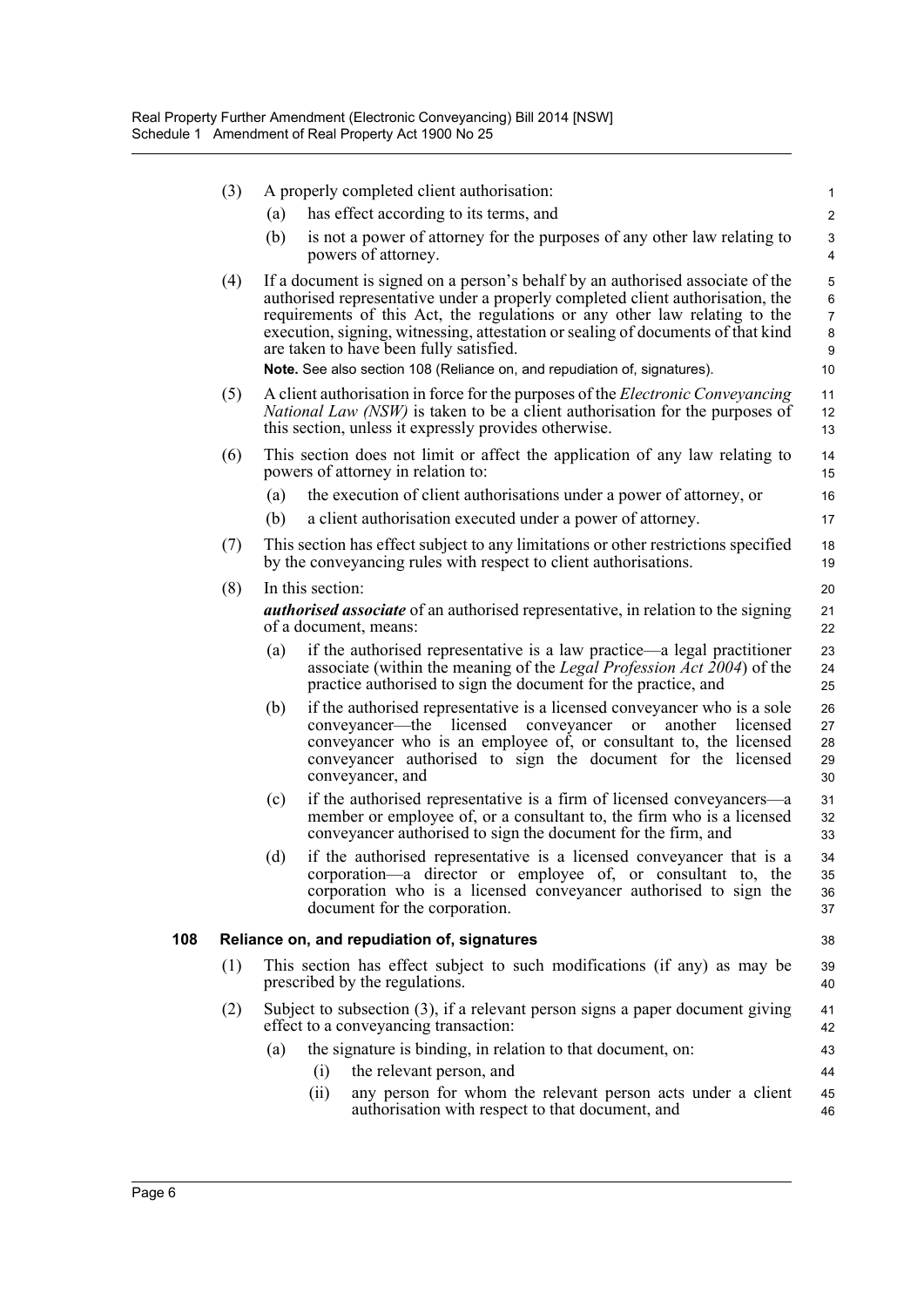(3) A properly completed client authorisation:

(a) has effect according to its terms, and

(b) is not a power of attorney for the purposes of any other law relating to powers of attorney.

(4) If a document is signed on a person's behalf by an authorised associate of the authorised representative under a properly completed client authorisation, the requirements of this Act, the regulations or any other law relating to the execution, signing, witnessing, attestation or sealing of documents of that kind are taken to have been fully satisfied.

**Note.** See also section 108 (Reliance on, and repudiation of, signatures).

(5) A client authorisation in force for the purposes of the *Electronic Conveyancing National Law (NSW)* is taken to be a client authorisation for the purposes of this section, unless it expressly provides otherwise.

(6) This section does not limit or affect the application of any law relating to powers of attorney in relation to:

(a) the execution of client authorisations under a power of attorney, or

(b) a client authorisation executed under a power of attorney.

(7) This section has effect subject to any limitations or other restrictions specified by the conveyancing rules with respect to client authorisations.

(8) In this section:

***authorised associate*** of an authorised representative, in relation to the signing of a document, means:

(a) if the authorised representative is a law practice—a legal practitioner associate (within the meaning of the *Legal Profession Act 2004*) of the practice authorised to sign the document for the practice, and

(b) if the authorised representative is a licensed conveyancer who is a sole conveyancer—the licensed conveyancer or another licensed conveyancer who is an employee of, or consultant to, the licensed conveyancer authorised to sign the document for the licensed conveyancer, and

(c) if the authorised representative is a firm of licensed conveyancers—a member or employee of, or a consultant to, the firm who is a licensed conveyancer authorised to sign the document for the firm, and

(d) if the authorised representative is a licensed conveyancer that is a corporation—a director or employee of, or consultant to, the corporation who is a licensed conveyancer authorised to sign the document for the corporation.

**108 Reliance on, and repudiation of, signatures**

(1) This section has effect subject to such modifications (if any) as may be prescribed by the regulations.

(2) Subject to subsection (3), if a relevant person signs a paper document giving effect to a conveyancing transaction:

(a) the signature is binding, in relation to that document, on:

(i) the relevant person, and

(ii) any person for whom the relevant person acts under a client authorisation with respect to that document, and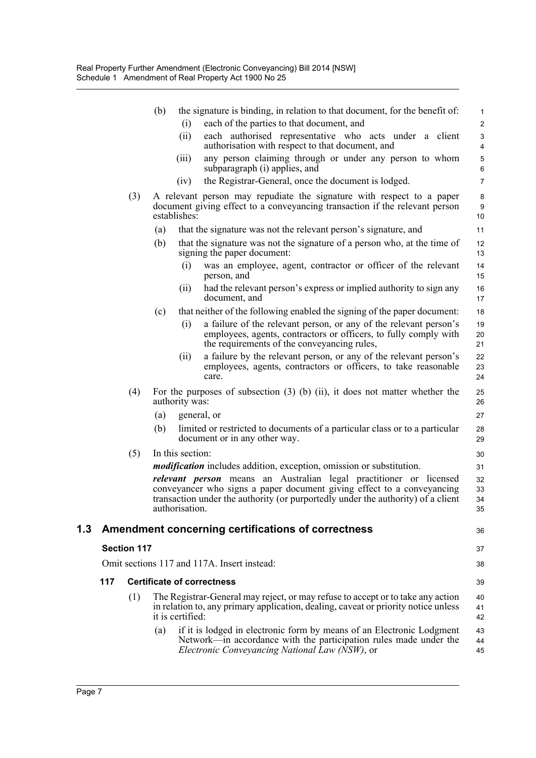(b) the signature is binding, in relation to that document, for the benefit of:

(i) each of the parties to that document, and

(ii) each authorised representative who acts under a client authorisation with respect to that document, and

(iii) any person claiming through or under any person to whom subparagraph (i) applies, and

(iv) the Registrar-General, once the document is lodged.

(3) A relevant person may repudiate the signature with respect to a paper document giving effect to a conveyancing transaction if the relevant person establishes:

(a) that the signature was not the relevant person's signature, and

(b) that the signature was not the signature of a person who, at the time of signing the paper document:

(i) was an employee, agent, contractor or officer of the relevant person, and

(ii) had the relevant person's express or implied authority to sign any document, and

(c) that neither of the following enabled the signing of the paper document:

(i) a failure of the relevant person, or any of the relevant person's employees, agents, contractors or officers, to fully comply with the requirements of the conveyancing rules,

(ii) a failure by the relevant person, or any of the relevant person's employees, agents, contractors or officers, to take reasonable care.

(4) For the purposes of subsection (3) (b) (ii), it does not matter whether the authority was:

(a) general, or

(b) limited or restricted to documents of a particular class or to a particular document or in any other way.

(5) In this section:

***modification*** includes addition, exception, omission or substitution.

***relevant person*** means an Australian legal practitioner or licensed conveyancer who signs a paper document giving effect to a conveyancing transaction under the authority (or purportedly under the authority) of a client authorisation.

## 1.3 Amendment concerning certifications of correctness

### Section 117

Omit sections 117 and 117A. Insert instead:

### 117 Certificate of correctness

(1) The Registrar-General may reject, or may refuse to accept or to take any action in relation to, any primary application, dealing, caveat or priority notice unless it is certified:

(a) if it is lodged in electronic form by means of an Electronic Lodgment Network—in accordance with the participation rules made under the *Electronic Conveyancing National Law (NSW)*, or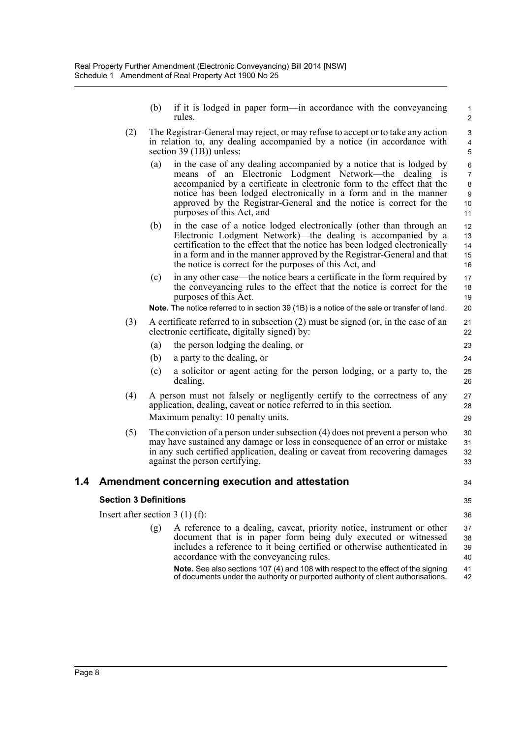(b) if it is lodged in paper form—in accordance with the conveyancing rules.

(2) The Registrar-General may reject, or may refuse to accept or to take any action in relation to, any dealing accompanied by a notice (in accordance with section 39 (1B)) unless:

(a) in the case of any dealing accompanied by a notice that is lodged by means of an Electronic Lodgment Network—the dealing is accompanied by a certificate in electronic form to the effect that the notice has been lodged electronically in a form and in the manner approved by the Registrar-General and the notice is correct for the purposes of this Act, and

(b) in the case of a notice lodged electronically (other than through an Electronic Lodgment Network)—the dealing is accompanied by a certification to the effect that the notice has been lodged electronically in a form and in the manner approved by the Registrar-General and that the notice is correct for the purposes of this Act, and

(c) in any other case—the notice bears a certificate in the form required by the conveyancing rules to the effect that the notice is correct for the purposes of this Act.

**Note.** The notice referred to in section 39 (1B) is a notice of the sale or transfer of land.

(3) A certificate referred to in subsection (2) must be signed (or, in the case of an electronic certificate, digitally signed) by:

(a) the person lodging the dealing, or

(b) a party to the dealing, or

(c) a solicitor or agent acting for the person lodging, or a party to, the dealing.

(4) A person must not falsely or negligently certify to the correctness of any application, dealing, caveat or notice referred to in this section.

Maximum penalty: 10 penalty units.

(5) The conviction of a person under subsection (4) does not prevent a person who may have sustained any damage or loss in consequence of an error or mistake in any such certified application, dealing or caveat from recovering damages against the person certifying.

## 1.4 Amendment concerning execution and attestation

### Section 3 Definitions

Insert after section 3 (1) (f):

(g) A reference to a dealing, caveat, priority notice, instrument or other document that is in paper form being duly executed or witnessed includes a reference to it being certified or otherwise authenticated in accordance with the conveyancing rules.

**Note.** See also sections 107 (4) and 108 with respect to the effect of the signing of documents under the authority or purported authority of client authorisations.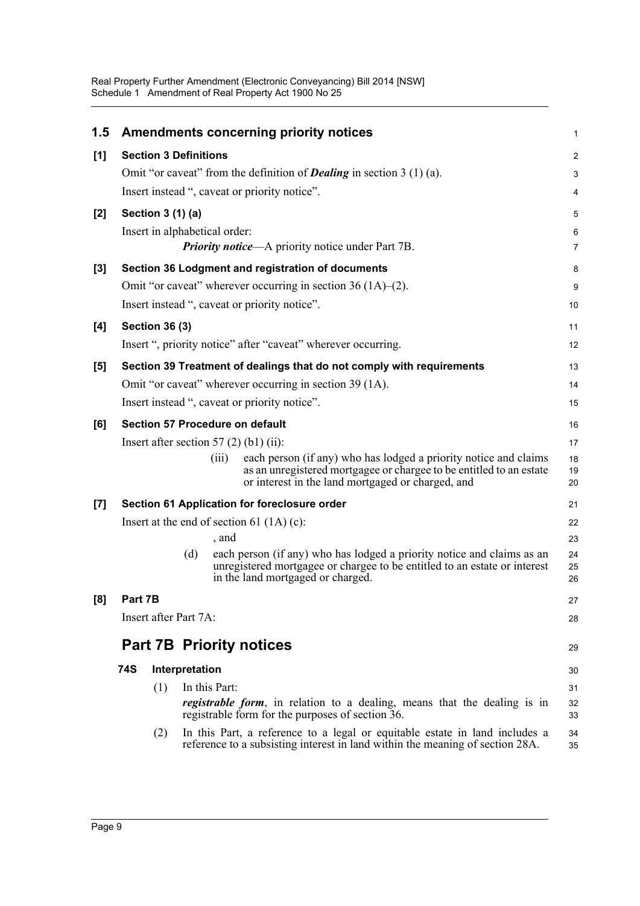## 1.5 Amendments concerning priority notices

**[1] Section 3 Definitions**

Omit “or caveat” from the definition of ***Dealing*** in section 3 (1) (a).

Insert instead “, caveat or priority notice”.

**[2] Section 3 (1) (a)**

Insert in alphabetical order:

> ***Priority notice***—A priority notice under Part 7B.

**[3] Section 36 Lodgment and registration of documents**

Omit “or caveat” wherever occurring in section 36 (1A)–(2).

Insert instead “, caveat or priority notice”.

**[4] Section 36 (3)**

Insert “, priority notice” after “caveat” wherever occurring.

**[5] Section 39 Treatment of dealings that do not comply with requirements**

Omit “or caveat” wherever occurring in section 39 (1A).

Insert instead “, caveat or priority notice”.

**[6] Section 57 Procedure on default**

Insert after section 57 (2) (b1) (ii):

> (iii) each person (if any) who has lodged a priority notice and claims as an unregistered mortgagee or chargee to be entitled to an estate or interest in the land mortgaged or charged, and

**[7] Section 61 Application for foreclosure order**

Insert at the end of section 61 (1A) (c):

> , and
>
> (d) each person (if any) who has lodged a priority notice and claims as an unregistered mortgagee or chargee to be entitled to an estate or interest in the land mortgaged or charged.

**[8] Part 7B**

Insert after Part 7A:

# Part 7B Priority notices

### 74S Interpretation

(1) In this Part:

***registrable form***, in relation to a dealing, means that the dealing is in registrable form for the purposes of section 36.

(2) In this Part, a reference to a legal or equitable estate in land includes a reference to a subsisting interest in land within the meaning of section 28A.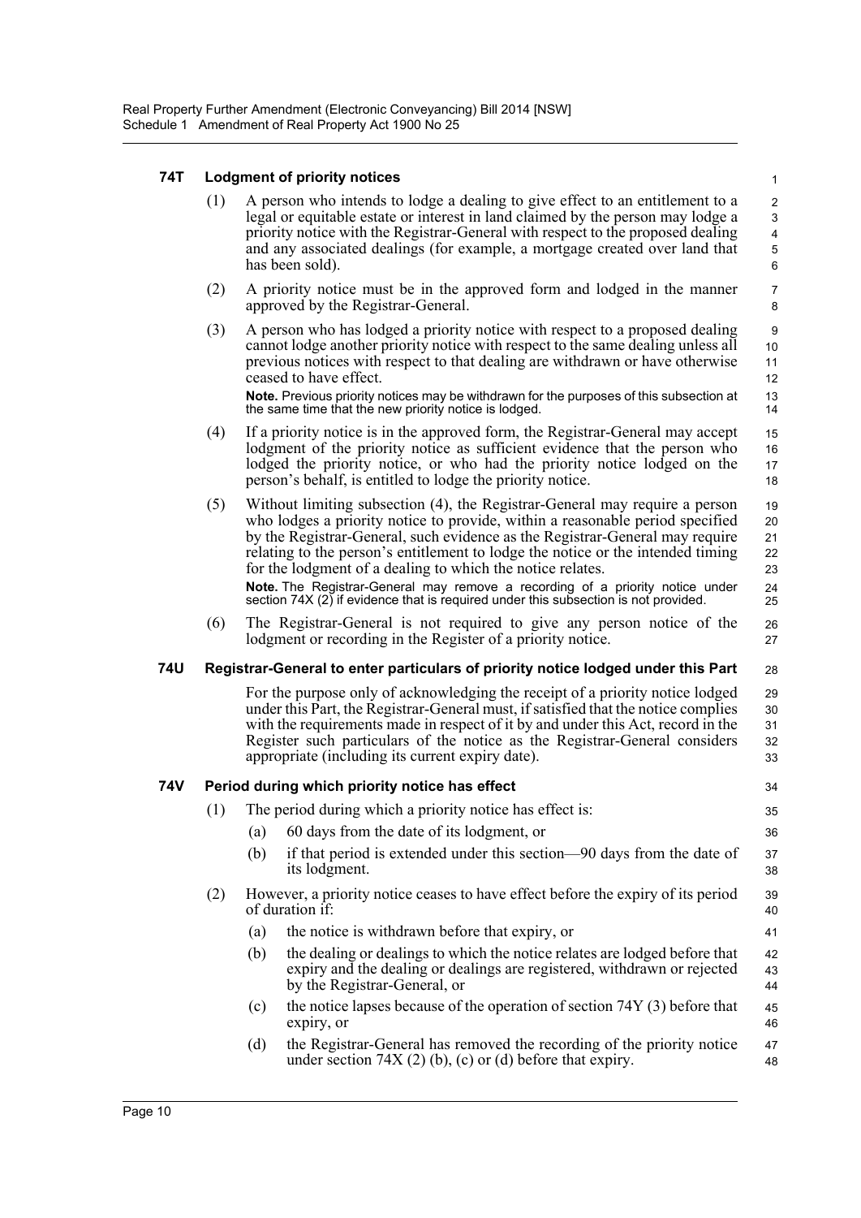### 74T Lodgment of priority notices

(1) A person who intends to lodge a dealing to give effect to an entitlement to a legal or equitable estate or interest in land claimed by the person may lodge a priority notice with the Registrar-General with respect to the proposed dealing and any associated dealings (for example, a mortgage created over land that has been sold).

(2) A priority notice must be in the approved form and lodged in the manner approved by the Registrar-General.

(3) A person who has lodged a priority notice with respect to a proposed dealing cannot lodge another priority notice with respect to the same dealing unless all previous notices with respect to that dealing are withdrawn or have otherwise ceased to have effect.

**Note.** Previous priority notices may be withdrawn for the purposes of this subsection at the same time that the new priority notice is lodged.

(4) If a priority notice is in the approved form, the Registrar-General may accept lodgment of the priority notice as sufficient evidence that the person who lodged the priority notice, or who had the priority notice lodged on the person's behalf, is entitled to lodge the priority notice.

(5) Without limiting subsection (4), the Registrar-General may require a person who lodges a priority notice to provide, within a reasonable period specified by the Registrar-General, such evidence as the Registrar-General may require relating to the person's entitlement to lodge the notice or the intended timing for the lodgment of a dealing to which the notice relates.

**Note.** The Registrar-General may remove a recording of a priority notice under section 74X (2) if evidence that is required under this subsection is not provided.

(6) The Registrar-General is not required to give any person notice of the lodgment or recording in the Register of a priority notice.

### 74U Registrar-General to enter particulars of priority notice lodged under this Part

For the purpose only of acknowledging the receipt of a priority notice lodged under this Part, the Registrar-General must, if satisfied that the notice complies with the requirements made in respect of it by and under this Act, record in the Register such particulars of the notice as the Registrar-General considers appropriate (including its current expiry date).

### 74V Period during which priority notice has effect

(1) The period during which a priority notice has effect is:

(a) 60 days from the date of its lodgment, or

(b) if that period is extended under this section—90 days from the date of its lodgment.

(2) However, a priority notice ceases to have effect before the expiry of its period of duration if:

(a) the notice is withdrawn before that expiry, or

(b) the dealing or dealings to which the notice relates are lodged before that expiry and the dealing or dealings are registered, withdrawn or rejected by the Registrar-General, or

(c) the notice lapses because of the operation of section 74Y (3) before that expiry, or

(d) the Registrar-General has removed the recording of the priority notice under section 74X (2) (b), (c) or (d) before that expiry.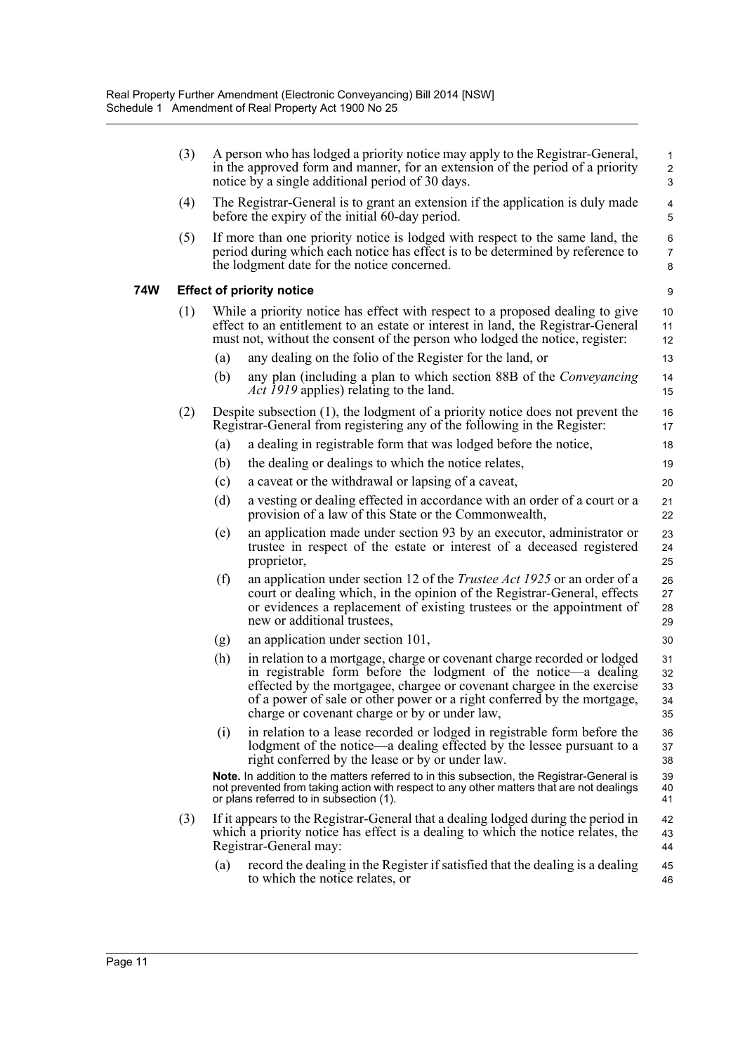(3) A person who has lodged a priority notice may apply to the Registrar-General, in the approved form and manner, for an extension of the period of a priority notice by a single additional period of 30 days.

(4) The Registrar-General is to grant an extension if the application is duly made before the expiry of the initial 60-day period.

(5) If more than one priority notice is lodged with respect to the same land, the period during which each notice has effect is to be determined by reference to the lodgment date for the notice concerned.

**74W Effect of priority notice**

(1) While a priority notice has effect with respect to a proposed dealing to give effect to an entitlement to an estate or interest in land, the Registrar-General must not, without the consent of the person who lodged the notice, register:

(a) any dealing on the folio of the Register for the land, or

(b) any plan (including a plan to which section 88B of the *Conveyancing Act 1919* applies) relating to the land.

(2) Despite subsection (1), the lodgment of a priority notice does not prevent the Registrar-General from registering any of the following in the Register:

(a) a dealing in registrable form that was lodged before the notice,

(b) the dealing or dealings to which the notice relates,

(c) a caveat or the withdrawal or lapsing of a caveat,

(d) a vesting or dealing effected in accordance with an order of a court or a provision of a law of this State or the Commonwealth,

(e) an application made under section 93 by an executor, administrator or trustee in respect of the estate or interest of a deceased registered proprietor,

(f) an application under section 12 of the *Trustee Act 1925* or an order of a court or dealing which, in the opinion of the Registrar-General, effects or evidences a replacement of existing trustees or the appointment of new or additional trustees,

(g) an application under section 101,

(h) in relation to a mortgage, charge or covenant charge recorded or lodged in registrable form before the lodgment of the notice—a dealing effected by the mortgagee, chargee or covenant chargee in the exercise of a power of sale or other power or a right conferred by the mortgage, charge or covenant charge or by or under law,

(i) in relation to a lease recorded or lodged in registrable form before the lodgment of the notice—a dealing effected by the lessee pursuant to a right conferred by the lease or by or under law.

**Note.** In addition to the matters referred to in this subsection, the Registrar-General is not prevented from taking action with respect to any other matters that are not dealings or plans referred to in subsection (1).

(3) If it appears to the Registrar-General that a dealing lodged during the period in which a priority notice has effect is a dealing to which the notice relates, the Registrar-General may:

(a) record the dealing in the Register if satisfied that the dealing is a dealing to which the notice relates, or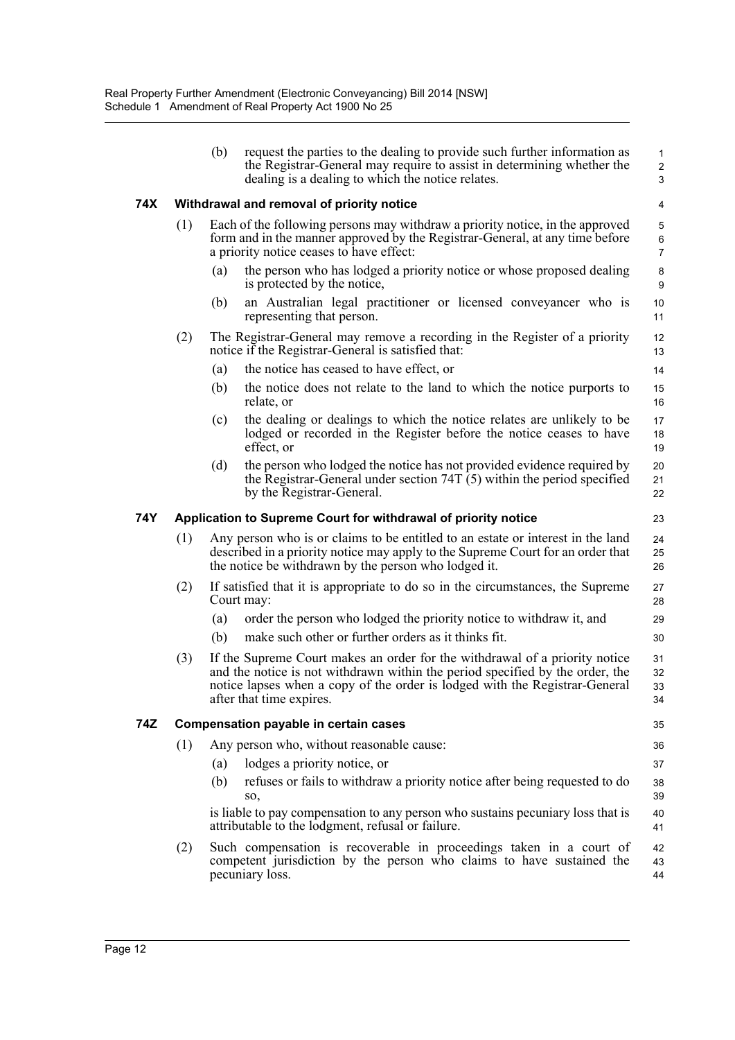(b) request the parties to the dealing to provide such further information as the Registrar-General may require to assist in determining whether the dealing is a dealing to which the notice relates.

### 74X Withdrawal and removal of priority notice

(1) Each of the following persons may withdraw a priority notice, in the approved form and in the manner approved by the Registrar-General, at any time before a priority notice ceases to have effect:

(a) the person who has lodged a priority notice or whose proposed dealing is protected by the notice,

(b) an Australian legal practitioner or licensed conveyancer who is representing that person.

(2) The Registrar-General may remove a recording in the Register of a priority notice if the Registrar-General is satisfied that:

(a) the notice has ceased to have effect, or

(b) the notice does not relate to the land to which the notice purports to relate, or

(c) the dealing or dealings to which the notice relates are unlikely to be lodged or recorded in the Register before the notice ceases to have effect, or

(d) the person who lodged the notice has not provided evidence required by the Registrar-General under section 74T (5) within the period specified by the Registrar-General.

### 74Y Application to Supreme Court for withdrawal of priority notice

(1) Any person who is or claims to be entitled to an estate or interest in the land described in a priority notice may apply to the Supreme Court for an order that the notice be withdrawn by the person who lodged it.

(2) If satisfied that it is appropriate to do so in the circumstances, the Supreme Court may:

(a) order the person who lodged the priority notice to withdraw it, and

(b) make such other or further orders as it thinks fit.

(3) If the Supreme Court makes an order for the withdrawal of a priority notice and the notice is not withdrawn within the period specified by the order, the notice lapses when a copy of the order is lodged with the Registrar-General after that time expires.

### 74Z Compensation payable in certain cases

(1) Any person who, without reasonable cause:

(a) lodges a priority notice, or

(b) refuses or fails to withdraw a priority notice after being requested to do so,

is liable to pay compensation to any person who sustains pecuniary loss that is attributable to the lodgment, refusal or failure.

(2) Such compensation is recoverable in proceedings taken in a court of competent jurisdiction by the person who claims to have sustained the pecuniary loss.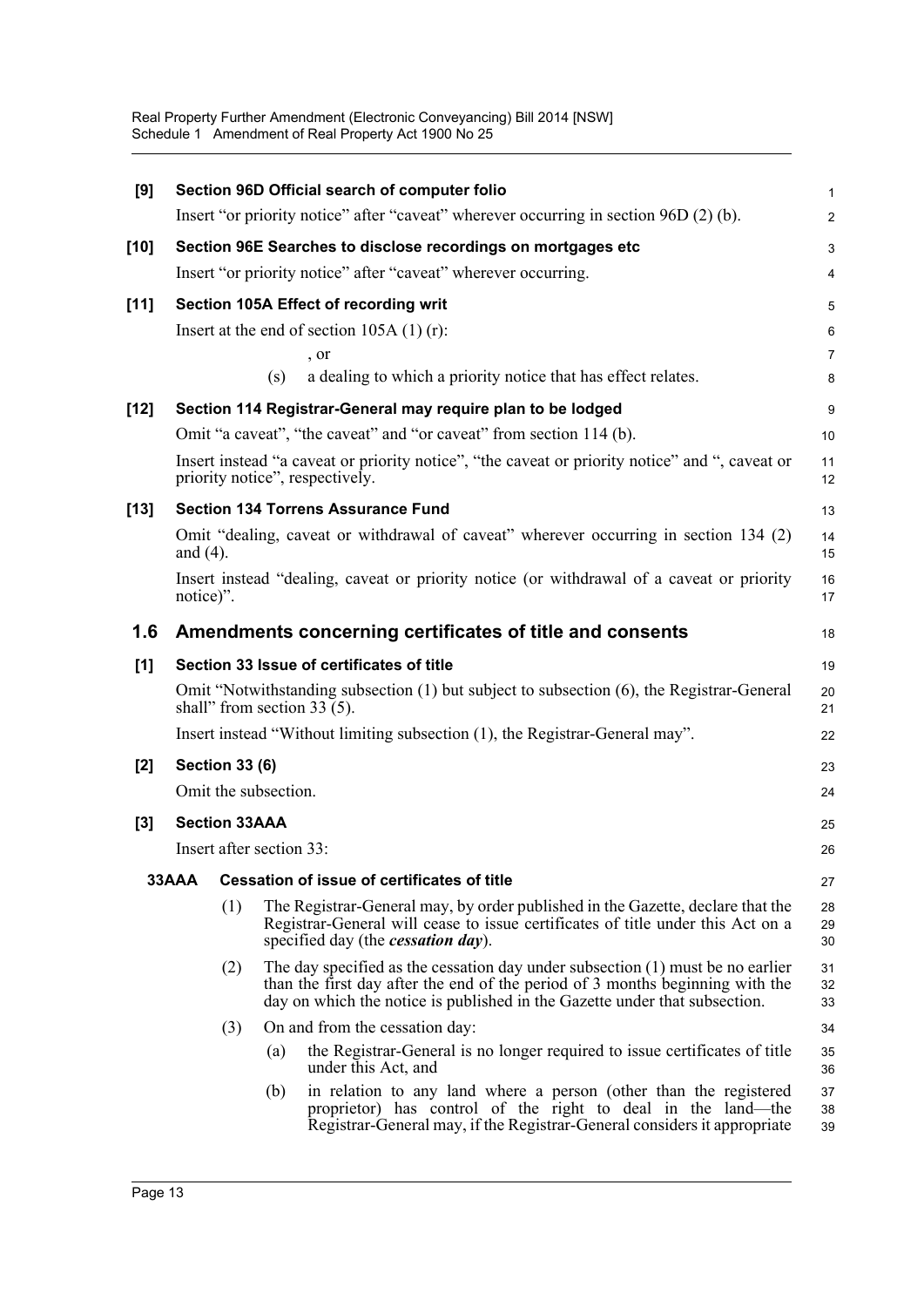**[9] Section 96D Official search of computer folio**

Insert "or priority notice" after "caveat" wherever occurring in section 96D (2) (b).

**[10] Section 96E Searches to disclose recordings on mortgages etc**

Insert "or priority notice" after "caveat" wherever occurring.

**[11] Section 105A Effect of recording writ**

Insert at the end of section 105A (1) (r):

, or

(s) a dealing to which a priority notice that has effect relates.

**[12] Section 114 Registrar-General may require plan to be lodged**

Omit "a caveat", "the caveat" and "or caveat" from section 114 (b).

Insert instead "a caveat or priority notice", "the caveat or priority notice" and ", caveat or priority notice", respectively.

**[13] Section 134 Torrens Assurance Fund**

Omit "dealing, caveat or withdrawal of caveat" wherever occurring in section 134 (2) and (4).

Insert instead "dealing, caveat or priority notice (or withdrawal of a caveat or priority notice)".

## 1.6 Amendments concerning certificates of title and consents

**[1] Section 33 Issue of certificates of title**

Omit "Notwithstanding subsection (1) but subject to subsection (6), the Registrar-General shall" from section 33 (5).

Insert instead "Without limiting subsection (1), the Registrar-General may".

**[2] Section 33 (6)**

Omit the subsection.

**[3] Section 33AAA**

Insert after section 33:

**33AAA Cessation of issue of certificates of title**

(1) The Registrar-General may, by order published in the Gazette, declare that the Registrar-General will cease to issue certificates of title under this Act on a specified day (the ***cessation day***).

(2) The day specified as the cessation day under subsection (1) must be no earlier than the first day after the end of the period of 3 months beginning with the day on which the notice is published in the Gazette under that subsection.

(3) On and from the cessation day:

(a) the Registrar-General is no longer required to issue certificates of title under this Act, and

(b) in relation to any land where a person (other than the registered proprietor) has control of the right to deal in the land—the Registrar-General may, if the Registrar-General considers it appropriate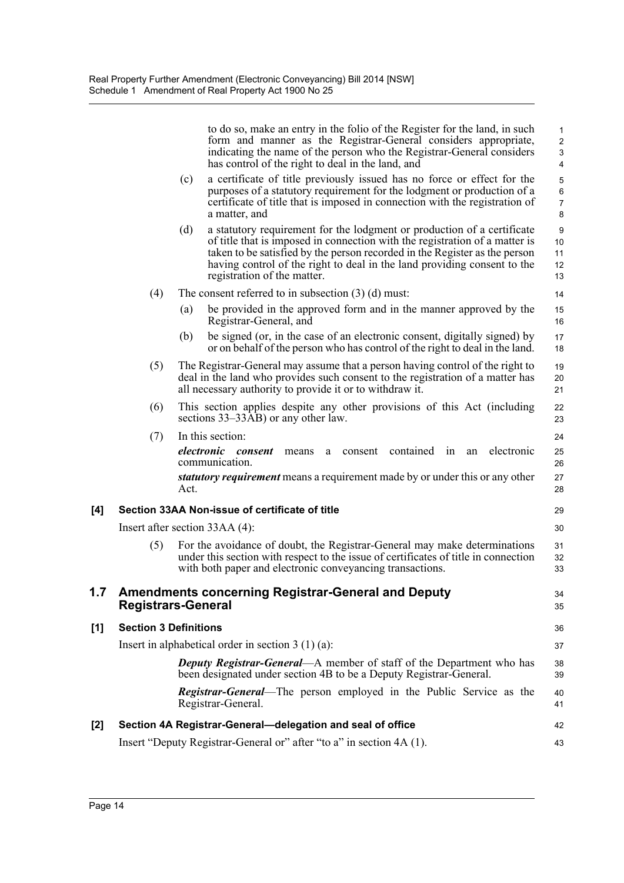to do so, make an entry in the folio of the Register for the land, in such form and manner as the Registrar-General considers appropriate, indicating the name of the person who the Registrar-General considers has control of the right to deal in the land, and

(c) a certificate of title previously issued has no force or effect for the purposes of a statutory requirement for the lodgment or production of a certificate of title that is imposed in connection with the registration of a matter, and

(d) a statutory requirement for the lodgment or production of a certificate of title that is imposed in connection with the registration of a matter is taken to be satisfied by the person recorded in the Register as the person having control of the right to deal in the land providing consent to the registration of the matter.

(4) The consent referred to in subsection (3) (d) must:

(a) be provided in the approved form and in the manner approved by the Registrar-General, and

(b) be signed (or, in the case of an electronic consent, digitally signed) by or on behalf of the person who has control of the right to deal in the land.

(5) The Registrar-General may assume that a person having control of the right to deal in the land who provides such consent to the registration of a matter has all necessary authority to provide it or to withdraw it.

(6) This section applies despite any other provisions of this Act (including sections 33–33AB) or any other law.

(7) In this section:

***electronic consent*** means a consent contained in an electronic communication.

***statutory requirement*** means a requirement made by or under this or any other Act.

**[4] Section 33AA Non-issue of certificate of title**

Insert after section 33AA (4):

(5) For the avoidance of doubt, the Registrar-General may make determinations under this section with respect to the issue of certificates of title in connection with both paper and electronic conveyancing transactions.

## 1.7 Amendments concerning Registrar-General and Deputy Registrars-General

**[1] Section 3 Definitions**

Insert in alphabetical order in section 3 (1) (a):

***Deputy Registrar-General***—A member of staff of the Department who has been designated under section 4B to be a Deputy Registrar-General.

***Registrar-General***—The person employed in the Public Service as the Registrar-General.

**[2] Section 4A Registrar-General—delegation and seal of office**

Insert "Deputy Registrar-General or" after "to a" in section 4A (1).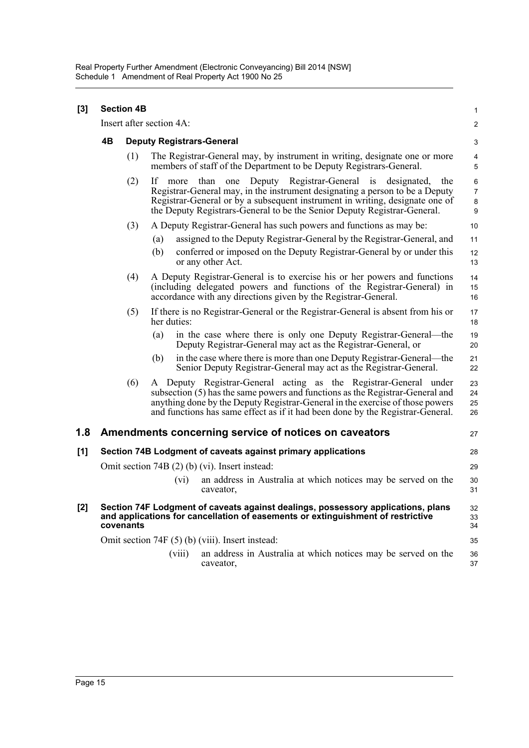**[3] Section 4B**

Insert after section 4A:

**4B Deputy Registrars-General**

(1) The Registrar-General may, by instrument in writing, designate one or more members of staff of the Department to be Deputy Registrars-General.

(2) If more than one Deputy Registrar-General is designated, the Registrar-General may, in the instrument designating a person to be a Deputy Registrar-General or by a subsequent instrument in writing, designate one of the Deputy Registrars-General to be the Senior Deputy Registrar-General.

(3) A Deputy Registrar-General has such powers and functions as may be:

(a) assigned to the Deputy Registrar-General by the Registrar-General, and

(b) conferred or imposed on the Deputy Registrar-General by or under this or any other Act.

(4) A Deputy Registrar-General is to exercise his or her powers and functions (including delegated powers and functions of the Registrar-General) in accordance with any directions given by the Registrar-General.

(5) If there is no Registrar-General or the Registrar-General is absent from his or her duties:

(a) in the case where there is only one Deputy Registrar-General—the Deputy Registrar-General may act as the Registrar-General, or

(b) in the case where there is more than one Deputy Registrar-General—the Senior Deputy Registrar-General may act as the Registrar-General.

(6) A Deputy Registrar-General acting as the Registrar-General under subsection (5) has the same powers and functions as the Registrar-General and anything done by the Deputy Registrar-General in the exercise of those powers and functions has same effect as if it had been done by the Registrar-General.

## 1.8 Amendments concerning service of notices on caveators

**[1] Section 74B Lodgment of caveats against primary applications**

Omit section 74B (2) (b) (vi). Insert instead:

(vi) an address in Australia at which notices may be served on the caveator,

**[2] Section 74F Lodgment of caveats against dealings, possessory applications, plans and applications for cancellation of easements or extinguishment of restrictive covenants**

Omit section 74F (5) (b) (viii). Insert instead:

(viii) an address in Australia at which notices may be served on the caveator,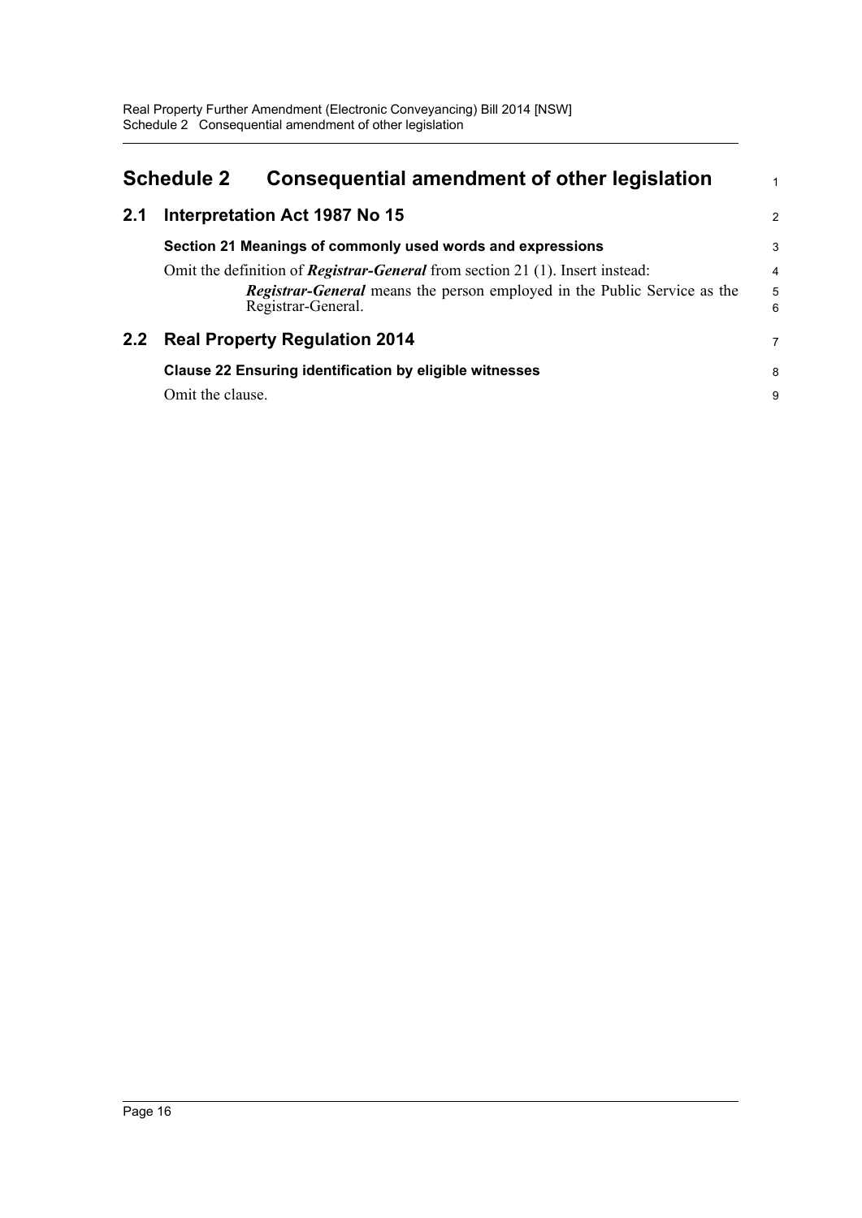# Schedule 2 Consequential amendment of other legislation

## 2.1 Interpretation Act 1987 No 15

### Section 21 Meanings of commonly used words and expressions

Omit the definition of ***Registrar-General*** from section 21 (1). Insert instead:

> ***Registrar-General*** means the person employed in the Public Service as the Registrar-General.

## 2.2 Real Property Regulation 2014

### Clause 22 Ensuring identification by eligible witnesses

Omit the clause.